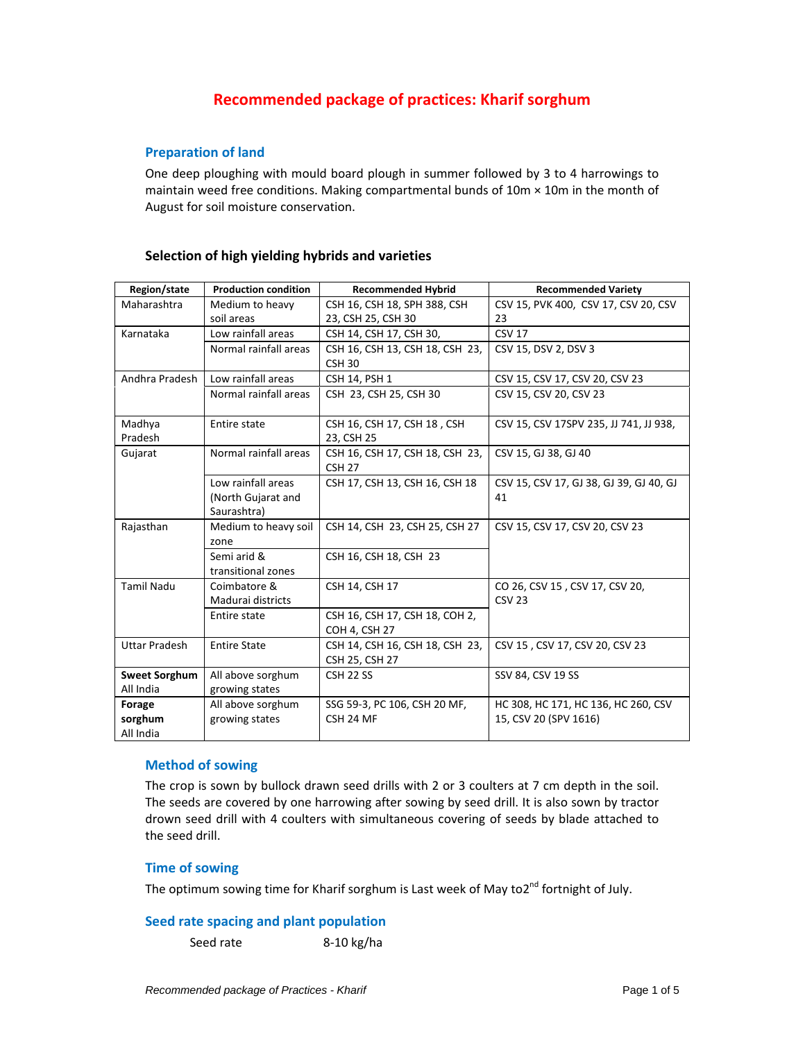# Recommended package of practices: Kharif sorghum

## Preparation of land

One deep ploughing with mould board plough in summer followed by 3 to 4 harrowings to maintain weed free conditions. Making compartmental bunds of 10m × 10m in the month of August for soil moisture conservation.

### Selection of high yielding hybrids and varieties

| Region/state | Production condition | Recommended Hybrid | Recommended Variety |
|---|---|---|---|
| Maharashtra | Medium to heavy soil areas | CSH 16, CSH 18, SPH 388, CSH 23, CSH 25, CSH 30 | CSV 15, PVK 400, CSV 17, CSV 20, CSV 23 |
| Karnataka | Low rainfall areas | CSH 14, CSH 17, CSH 30, | CSV 17 |
| | Normal rainfall areas | CSH 16, CSH 13, CSH 18, CSH 23, CSH 30 | CSV 15, DSV 2, DSV 3 |
| Andhra Pradesh | Low rainfall areas | CSH 14, PSH 1 | CSV 15, CSV 17, CSV 20, CSV 23 |
| | Normal rainfall areas | CSH 23, CSH 25, CSH 30 | CSV 15, CSV 20, CSV 23 |
| Madhya Pradesh | Entire state | CSH 16, CSH 17, CSH 18 , CSH 23, CSH 25 | CSV 15, CSV 17SPV 235, JJ 741, JJ 938, |
| Gujarat | Normal rainfall areas | CSH 16, CSH 17, CSH 18, CSH 23, CSH 27 | CSV 15, GJ 38, GJ 40 |
| | Low rainfall areas (North Gujarat and Saurashtra) | CSH 17, CSH 13, CSH 16, CSH 18 | CSV 15, CSV 17, GJ 38, GJ 39, GJ 40, GJ 41 |
| Rajasthan | Medium to heavy soil zone | CSH 14, CSH 23, CSH 25, CSH 27 | CSV 15, CSV 17, CSV 20, CSV 23 |
| | Semi arid & transitional zones | CSH 16, CSH 18, CSH 23 | |
| Tamil Nadu | Coimbatore & Madurai districts | CSH 14, CSH 17 | CO 26, CSV 15 , CSV 17, CSV 20, CSV 23 |
| | Entire state | CSH 16, CSH 17, CSH 18, COH 2, COH 4, CSH 27 | |
| Uttar Pradesh | Entire State | CSH 14, CSH 16, CSH 18, CSH 23, CSH 25, CSH 27 | CSV 15 , CSV 17, CSV 20, CSV 23 |
| **Sweet Sorghum** All India | All above sorghum growing states | CSH 22 SS | SSV 84, CSV 19 SS |
| **Forage sorghum** All India | All above sorghum growing states | SSG 59-3, PC 106, CSH 20 MF, CSH 24 MF | HC 308, HC 171, HC 136, HC 260, CSV 15, CSV 20 (SPV 1616) |

## Method of sowing

The crop is sown by bullock drawn seed drills with 2 or 3 coulters at 7 cm depth in the soil. The seeds are covered by one harrowing after sowing by seed drill. It is also sown by tractor drown seed drill with 4 coulters with simultaneous covering of seeds by blade attached to the seed drill.

## Time of sowing

The optimum sowing time for Kharif sorghum is Last week of May to2$^{nd}$ fortnight of July.

## Seed rate spacing and plant population

Seed rate 8-10 kg/ha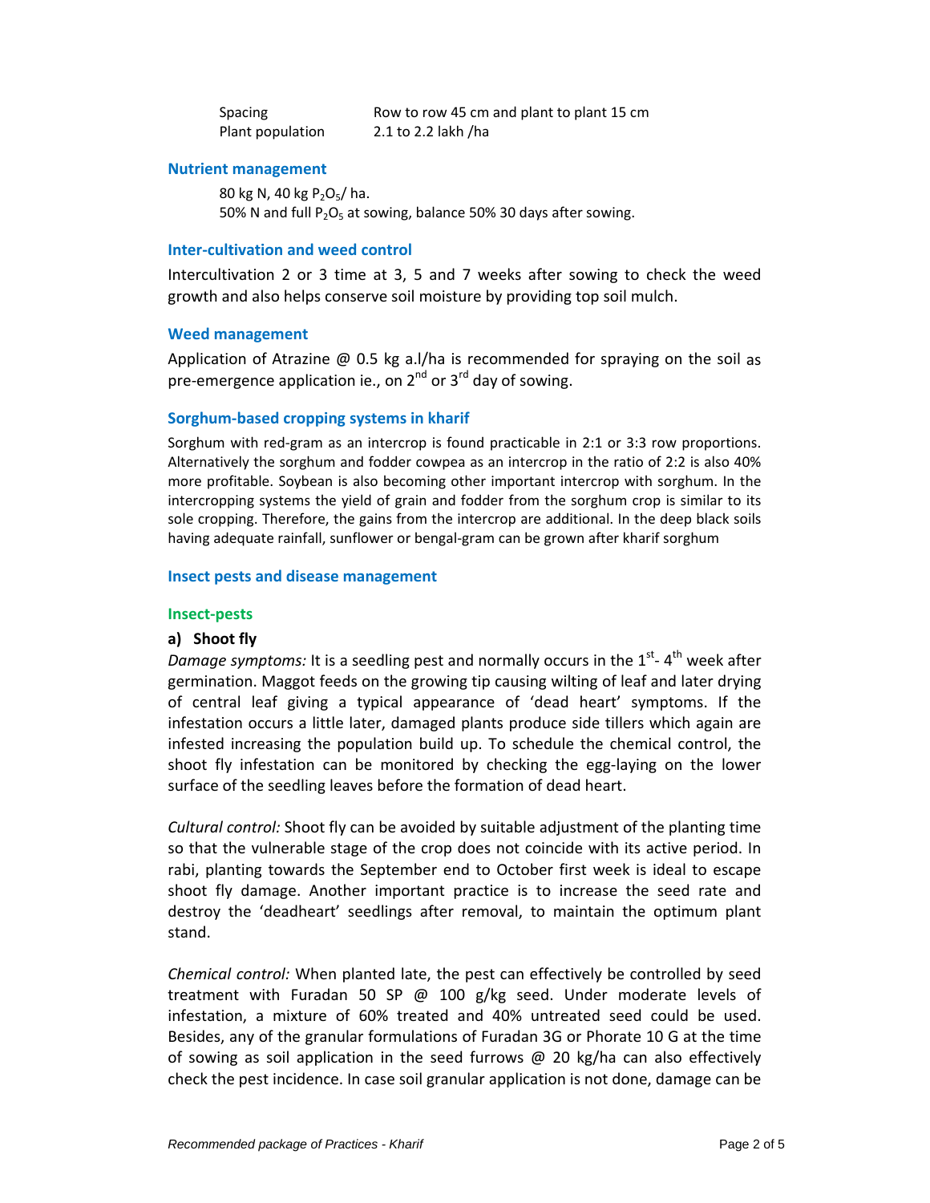| | |
|---|---|
| Spacing | Row to row 45 cm and plant to plant 15 cm |
| Plant population | 2.1 to 2.2 lakh /ha |

## Nutrient management

80 kg N, 40 kg $P_2O_5$/ ha.
50% N and full $P_2O_5$ at sowing, balance 50% 30 days after sowing.

## Inter-cultivation and weed control

Intercultivation 2 or 3 time at 3, 5 and 7 weeks after sowing to check the weed growth and also helps conserve soil moisture by providing top soil mulch.

## Weed management

Application of Atrazine @ 0.5 kg a.l/ha is recommended for spraying on the soil as pre-emergence application ie., on 2nd or 3rd day of sowing.

## Sorghum-based cropping systems in kharif

Sorghum with red-gram as an intercrop is found practicable in 2:1 or 3:3 row proportions. Alternatively the sorghum and fodder cowpea as an intercrop in the ratio of 2:2 is also 40% more profitable. Soybean is also becoming other important intercrop with sorghum. In the intercropping systems the yield of grain and fodder from the sorghum crop is similar to its sole cropping. Therefore, the gains from the intercrop are additional. In the deep black soils having adequate rainfall, sunflower or bengal-gram can be grown after kharif sorghum

## Insect pests and disease management

### Insect-pests

**a) Shoot fly**

*Damage symptoms:* It is a seedling pest and normally occurs in the 1st- 4th week after germination. Maggot feeds on the growing tip causing wilting of leaf and later drying of central leaf giving a typical appearance of 'dead heart' symptoms. If the infestation occurs a little later, damaged plants produce side tillers which again are infested increasing the population build up. To schedule the chemical control, the shoot fly infestation can be monitored by checking the egg-laying on the lower surface of the seedling leaves before the formation of dead heart.

*Cultural control:* Shoot fly can be avoided by suitable adjustment of the planting time so that the vulnerable stage of the crop does not coincide with its active period. In rabi, planting towards the September end to October first week is ideal to escape shoot fly damage. Another important practice is to increase the seed rate and destroy the 'deadheart' seedlings after removal, to maintain the optimum plant stand.

*Chemical control:* When planted late, the pest can effectively be controlled by seed treatment with Furadan 50 SP @ 100 g/kg seed. Under moderate levels of infestation, a mixture of 60% treated and 40% untreated seed could be used. Besides, any of the granular formulations of Furadan 3G or Phorate 10 G at the time of sowing as soil application in the seed furrows @ 20 kg/ha can also effectively check the pest incidence. In case soil granular application is not done, damage can be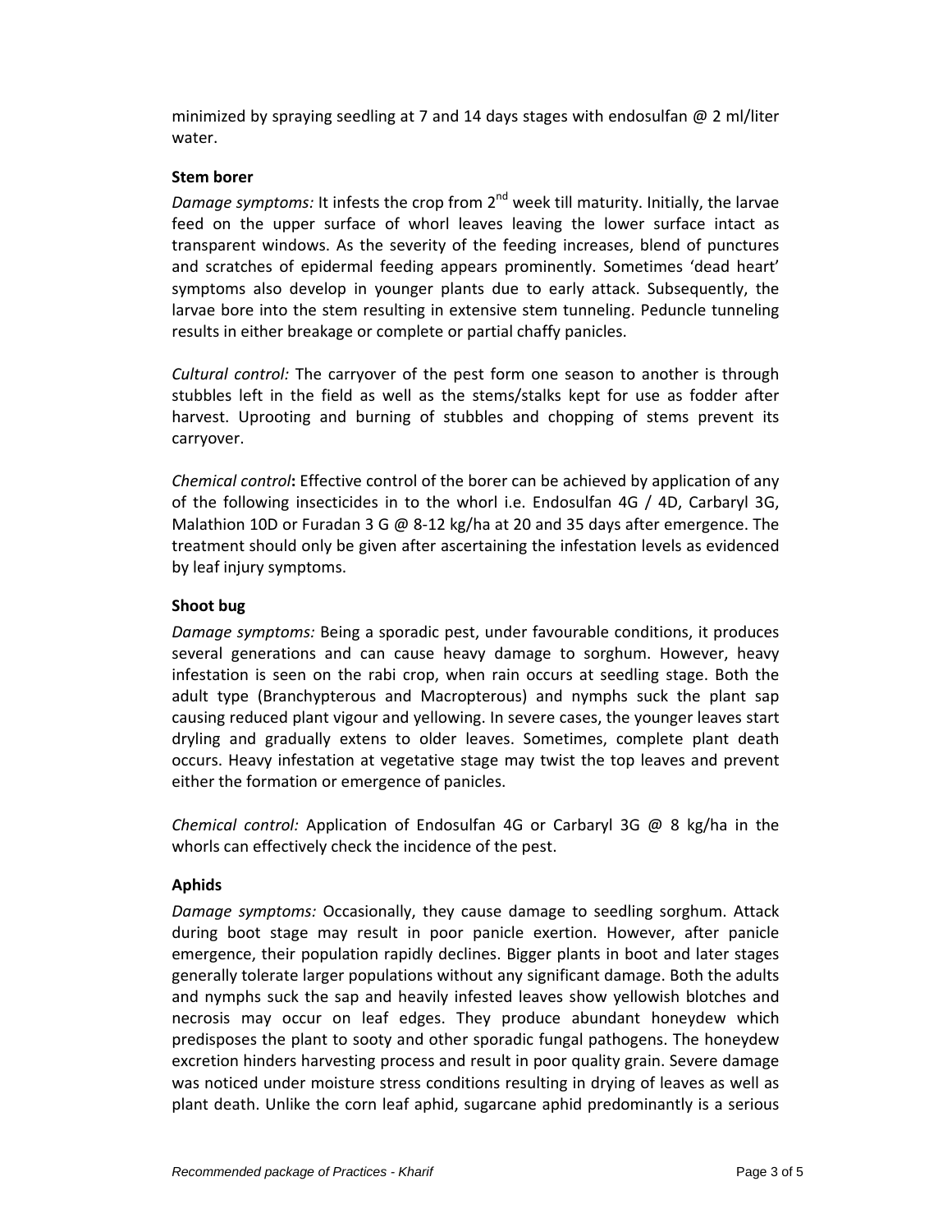minimized by spraying seedling at 7 and 14 days stages with endosulfan @ 2 ml/liter water.

**Stem borer**

*Damage symptoms:* It infests the crop from 2$^{nd}$ week till maturity. Initially, the larvae feed on the upper surface of whorl leaves leaving the lower surface intact as transparent windows. As the severity of the feeding increases, blend of punctures and scratches of epidermal feeding appears prominently. Sometimes 'dead heart' symptoms also develop in younger plants due to early attack. Subsequently, the larvae bore into the stem resulting in extensive stem tunneling. Peduncle tunneling results in either breakage or complete or partial chaffy panicles.

*Cultural control:* The carryover of the pest form one season to another is through stubbles left in the field as well as the stems/stalks kept for use as fodder after harvest. Uprooting and burning of stubbles and chopping of stems prevent its carryover.

*Chemical control***:** Effective control of the borer can be achieved by application of any of the following insecticides in to the whorl i.e. Endosulfan 4G / 4D, Carbaryl 3G, Malathion 10D or Furadan 3 G @ 8-12 kg/ha at 20 and 35 days after emergence. The treatment should only be given after ascertaining the infestation levels as evidenced by leaf injury symptoms.

**Shoot bug**

*Damage symptoms:* Being a sporadic pest, under favourable conditions, it produces several generations and can cause heavy damage to sorghum. However, heavy infestation is seen on the rabi crop, when rain occurs at seedling stage. Both the adult type (Branchypterous and Macropterous) and nymphs suck the plant sap causing reduced plant vigour and yellowing. In severe cases, the younger leaves start drying and gradually extens to older leaves. Sometimes, complete plant death occurs. Heavy infestation at vegetative stage may twist the top leaves and prevent either the formation or emergence of panicles.

*Chemical control:* Application of Endosulfan 4G or Carbaryl 3G @ 8 kg/ha in the whorls can effectively check the incidence of the pest.

**Aphids**

*Damage symptoms:* Occasionally, they cause damage to seedling sorghum. Attack during boot stage may result in poor panicle exertion. However, after panicle emergence, their population rapidly declines. Bigger plants in boot and later stages generally tolerate larger populations without any significant damage. Both the adults and nymphs suck the sap and heavily infested leaves show yellowish blotches and necrosis may occur on leaf edges. They produce abundant honeydew which predisposes the plant to sooty and other sporadic fungal pathogens. The honeydew excretion hinders harvesting process and result in poor quality grain. Severe damage was noticed under moisture stress conditions resulting in drying of leaves as well as plant death. Unlike the corn leaf aphid, sugarcane aphid predominantly is a serious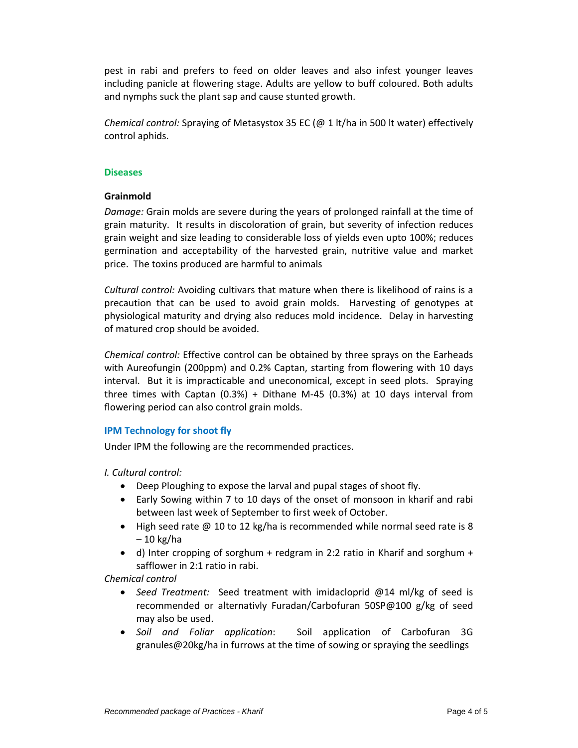pest in rabi and prefers to feed on older leaves and also infest younger leaves including panicle at flowering stage. Adults are yellow to buff coloured. Both adults and nymphs suck the plant sap and cause stunted growth.

*Chemical control:* Spraying of Metasystox 35 EC (@ 1 lt/ha in 500 lt water) effectively control aphids.

## Diseases

**Grainmold**

*Damage:* Grain molds are severe during the years of prolonged rainfall at the time of grain maturity. It results in discoloration of grain, but severity of infection reduces grain weight and size leading to considerable loss of yields even upto 100%; reduces germination and acceptability of the harvested grain, nutritive value and market price. The toxins produced are harmful to animals

*Cultural control:* Avoiding cultivars that mature when there is likelihood of rains is a precaution that can be used to avoid grain molds. Harvesting of genotypes at physiological maturity and drying also reduces mold incidence. Delay in harvesting of matured crop should be avoided.

*Chemical control:* Effective control can be obtained by three sprays on the Earheads with Aureofungin (200ppm) and 0.2% Captan, starting from flowering with 10 days interval. But it is impracticable and uneconomical, except in seed plots. Spraying three times with Captan (0.3%) + Dithane M-45 (0.3%) at 10 days interval from flowering period can also control grain molds.

## IPM Technology for shoot fly

Under IPM the following are the recommended practices.

*I. Cultural control:*

- Deep Ploughing to expose the larval and pupal stages of shoot fly.
- Early Sowing within 7 to 10 days of the onset of monsoon in kharif and rabi between last week of September to first week of October.
- High seed rate @ 10 to 12 kg/ha is recommended while normal seed rate is 8 – 10 kg/ha
- d) Inter cropping of sorghum + redgram in 2:2 ratio in Kharif and sorghum + safflower in 2:1 ratio in rabi.

*Chemical control*

- *Seed Treatment:* Seed treatment with imidacloprid @14 ml/kg of seed is recommended or alternativly Furadan/Carbofuran 50SP@100 g/kg of seed may also be used.
- *Soil and Foliar application*: Soil application of Carbofuran 3G granules@20kg/ha in furrows at the time of sowing or spraying the seedlings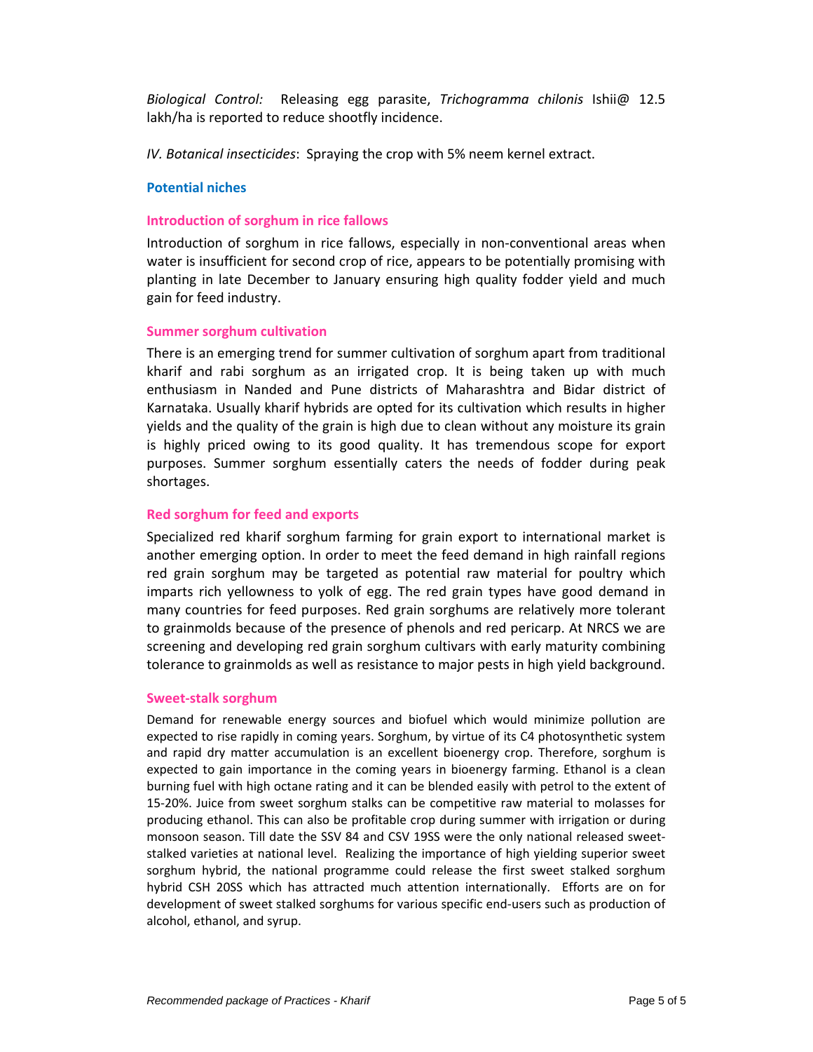*Biological Control:* Releasing egg parasite, *Trichogramma chilonis* Ishii@ 12.5 lakh/ha is reported to reduce shootfly incidence.

*IV. Botanical insecticides*: Spraying the crop with 5% neem kernel extract.

## Potential niches

### Introduction of sorghum in rice fallows

Introduction of sorghum in rice fallows, especially in non-conventional areas when water is insufficient for second crop of rice, appears to be potentially promising with planting in late December to January ensuring high quality fodder yield and much gain for feed industry.

### Summer sorghum cultivation

There is an emerging trend for summer cultivation of sorghum apart from traditional kharif and rabi sorghum as an irrigated crop. It is being taken up with much enthusiasm in Nanded and Pune districts of Maharashtra and Bidar district of Karnataka. Usually kharif hybrids are opted for its cultivation which results in higher yields and the quality of the grain is high due to clean without any moisture its grain is highly priced owing to its good quality. It has tremendous scope for export purposes. Summer sorghum essentially caters the needs of fodder during peak shortages.

### Red sorghum for feed and exports

Specialized red kharif sorghum farming for grain export to international market is another emerging option. In order to meet the feed demand in high rainfall regions red grain sorghum may be targeted as potential raw material for poultry which imparts rich yellowness to yolk of egg. The red grain types have good demand in many countries for feed purposes. Red grain sorghums are relatively more tolerant to grainmolds because of the presence of phenols and red pericarp. At NRCS we are screening and developing red grain sorghum cultivars with early maturity combining tolerance to grainmolds as well as resistance to major pests in high yield background.

### Sweet-stalk sorghum

Demand for renewable energy sources and biofuel which would minimize pollution are expected to rise rapidly in coming years. Sorghum, by virtue of its C4 photosynthetic system and rapid dry matter accumulation is an excellent bioenergy crop. Therefore, sorghum is expected to gain importance in the coming years in bioenergy farming. Ethanol is a clean burning fuel with high octane rating and it can be blended easily with petrol to the extent of 15-20%. Juice from sweet sorghum stalks can be competitive raw material to molasses for producing ethanol. This can also be profitable crop during summer with irrigation or during monsoon season. Till date the SSV 84 and CSV 19SS were the only national released sweet-stalked varieties at national level. Realizing the importance of high yielding superior sweet sorghum hybrid, the national programme could release the first sweet stalked sorghum hybrid CSH 20SS which has attracted much attention internationally. Efforts are on for development of sweet stalked sorghums for various specific end-users such as production of alcohol, ethanol, and syrup.